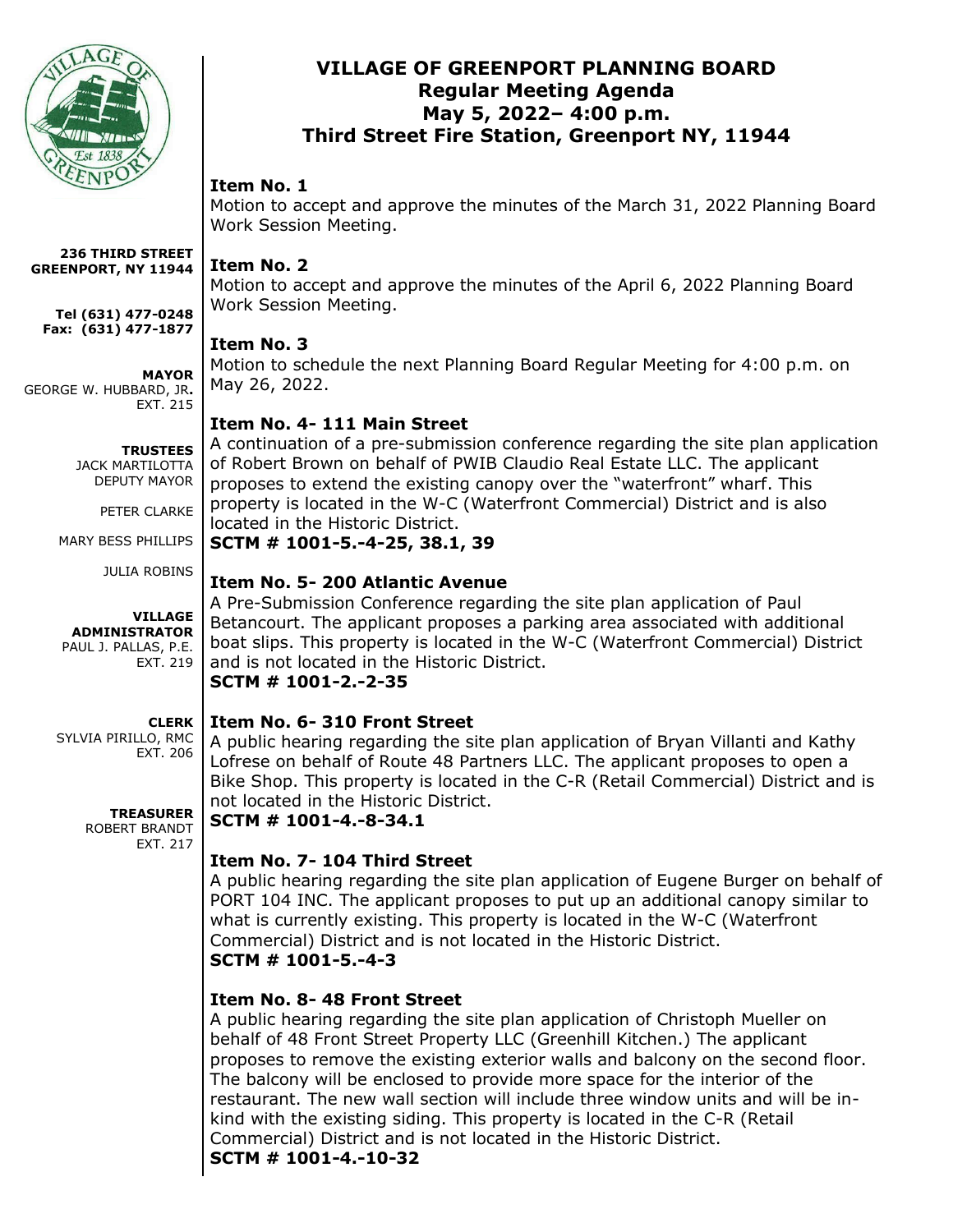# VILLAGE OF GREENPORT PLANNING BOARD
## Regular Meeting Agenda
## May 5, 2022– 4:00 p.m.
## Third Street Fire Station, Greenport NY, 11944

**236 THIRD STREET**
**GREENPORT, NY 11944**

**Tel (631) 477-0248**
**Fax: (631) 477-1877**

**MAYOR**
GEORGE W. HUBBARD, JR.
EXT. 215

**TRUSTEES**
JACK MARTILOTTA
DEPUTY MAYOR

PETER CLARKE

MARY BESS PHILLIPS

JULIA ROBINS

**VILLAGE ADMINISTRATOR**
PAUL J. PALLAS, P.E.
EXT. 219

**CLERK**
SYLVIA PIRILLO, RMC
EXT. 206

**TREASURER**
ROBERT BRANDT
EXT. 217

**Item No. 1**
Motion to accept and approve the minutes of the March 31, 2022 Planning Board Work Session Meeting.

**Item No. 2**
Motion to accept and approve the minutes of the April 6, 2022 Planning Board Work Session Meeting.

**Item No. 3**
Motion to schedule the next Planning Board Regular Meeting for 4:00 p.m. on May 26, 2022.

**Item No. 4- 111 Main Street**
A continuation of a pre-submission conference regarding the site plan application of Robert Brown on behalf of PWIB Claudio Real Estate LLC. The applicant proposes to extend the existing canopy over the "waterfront" wharf. This property is located in the W-C (Waterfront Commercial) District and is also located in the Historic District.
**SCTM # 1001-5.-4-25, 38.1, 39**

**Item No. 5- 200 Atlantic Avenue**
A Pre-Submission Conference regarding the site plan application of Paul Betancourt. The applicant proposes a parking area associated with additional boat slips. This property is located in the W-C (Waterfront Commercial) District and is not located in the Historic District.
**SCTM # 1001-2.-2-35**

**Item No. 6- 310 Front Street**
A public hearing regarding the site plan application of Bryan Villanti and Kathy Lofrese on behalf of Route 48 Partners LLC. The applicant proposes to open a Bike Shop. This property is located in the C-R (Retail Commercial) District and is not located in the Historic District.
**SCTM # 1001-4.-8-34.1**

**Item No. 7- 104 Third Street**
A public hearing regarding the site plan application of Eugene Burger on behalf of PORT 104 INC. The applicant proposes to put up an additional canopy similar to what is currently existing. This property is located in the W-C (Waterfront Commercial) District and is not located in the Historic District.
**SCTM # 1001-5.-4-3**

**Item No. 8- 48 Front Street**
A public hearing regarding the site plan application of Christoph Mueller on behalf of 48 Front Street Property LLC (Greenhill Kitchen.) The applicant proposes to remove the existing exterior walls and balcony on the second floor. The balcony will be enclosed to provide more space for the interior of the restaurant. The new wall section will include three window units and will be in-kind with the existing siding. This property is located in the C-R (Retail Commercial) District and is not located in the Historic District.
**SCTM # 1001-4.-10-32**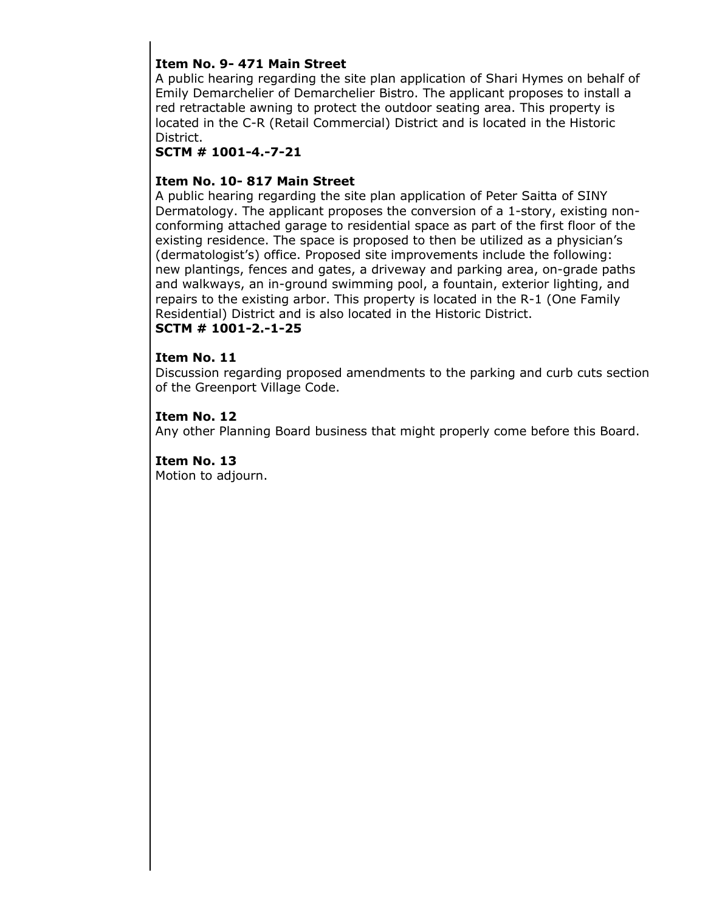**Item No. 9- 471 Main Street**
A public hearing regarding the site plan application of Shari Hymes on behalf of Emily Demarchelier of Demarchelier Bistro. The applicant proposes to install a red retractable awning to protect the outdoor seating area. This property is located in the C-R (Retail Commercial) District and is located in the Historic District.
**SCTM # 1001-4.-7-21**

**Item No. 10- 817 Main Street**
A public hearing regarding the site plan application of Peter Saitta of SINY Dermatology. The applicant proposes the conversion of a 1-story, existing non-conforming attached garage to residential space as part of the first floor of the existing residence. The space is proposed to then be utilized as a physician's (dermatologist's) office. Proposed site improvements include the following: new plantings, fences and gates, a driveway and parking area, on-grade paths and walkways, an in-ground swimming pool, a fountain, exterior lighting, and repairs to the existing arbor. This property is located in the R-1 (One Family Residential) District and is also located in the Historic District.
**SCTM # 1001-2.-1-25**

**Item No. 11**
Discussion regarding proposed amendments to the parking and curb cuts section of the Greenport Village Code.

**Item No. 12**
Any other Planning Board business that might properly come before this Board.

**Item No. 13**
Motion to adjourn.